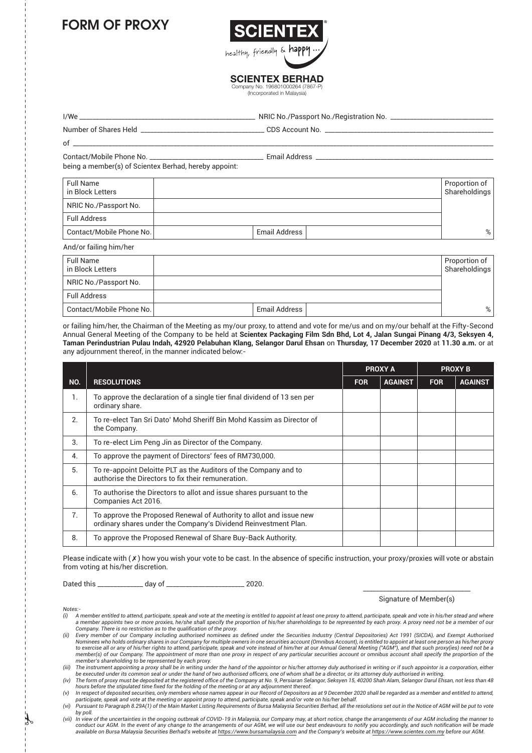# FORM OF PROXY

**SCIENTEX**

healthy, friendly & happy ...

**SCIENTEX BERHAD**
Company No. 196801000264 (7867-P)
(Incorporated in Malaysia)

I/We ______________________________ NRIC No./Passport No./Registration No. ______________________

Number of Shares Held ______________________ CDS Account No. ______________________________

of ______________________________________________________________________________________

Contact/Mobile Phone No. ______________________ Email Address ______________________________

being a member(s) of Scientex Berhad, hereby appoint:

| Full Name in Block Letters | | | | Proportion of Shareholdings |
|---|---|---|---|---|
| NRIC No./Passport No. | | | | |
| Full Address | | | | |
| Contact/Mobile Phone No. | | Email Address | | % |

And/or failing him/her

| Full Name in Block Letters | | | | Proportion of Shareholdings |
|---|---|---|---|---|
| NRIC No./Passport No. | | | | |
| Full Address | | | | |
| Contact/Mobile Phone No. | | Email Address | | % |

or failing him/her, the Chairman of the Meeting as my/our proxy, to attend and vote for me/us and on my/our behalf at the Fifty-Second Annual General Meeting of the Company to be held at **Scientex Packaging Film Sdn Bhd, Lot 4, Jalan Sungai Pinang 4/3, Seksyen 4, Taman Perindustrian Pulau Indah, 42920 Pelabuhan Klang, Selangor Darul Ehsan** on **Thursday, 17 December 2020** at **11.30 a.m.** or at any adjournment thereof, in the manner indicated below:-

| | | PROXY A | | PROXY B | |
|---|---|---|---|---|---|
| **NO.** | **RESOLUTIONS** | **FOR** | **AGAINST** | **FOR** | **AGAINST** |
| 1. | To approve the declaration of a single tier final dividend of 13 sen per ordinary share. | | | | |
| 2. | To re-elect Tan Sri Dato' Mohd Sheriff Bin Mohd Kassim as Director of the Company. | | | | |
| 3. | To re-elect Lim Peng Jin as Director of the Company. | | | | |
| 4. | To approve the payment of Directors' fees of RM730,000. | | | | |
| 5. | To re-appoint Deloitte PLT as the Auditors of the Company and to authorise the Directors to fix their remuneration. | | | | |
| 6. | To authorise the Directors to allot and issue shares pursuant to the Companies Act 2016. | | | | |
| 7. | To approve the Proposed Renewal of Authority to allot and issue new ordinary shares under the Company's Dividend Reinvestment Plan. | | | | |
| 8. | To approve the Proposed Renewal of Share Buy-Back Authority. | | | | |

Please indicate with ( ✗ ) how you wish your vote to be cast. In the absence of specific instruction, your proxy/proxies will vote or abstain from voting at his/her discretion.

Dated this __________ day of __________________ 2020.

______________________
Signature of Member(s)

*Notes:-*

*(i) A member entitled to attend, participate, speak and vote at the meeting is entitled to appoint at least one proxy to attend, participate, speak and vote in his/her stead and where a member appoints two or more proxies, he/she shall specify the proportion of his/her shareholdings to be represented by each proxy. A proxy need not be a member of our Company. There is no restriction as to the qualification of the proxy.*

*(ii) Every member of our Company including authorised nominees as defined under the Securities Industry (Central Depositories) Act 1991 (SICDA), and Exempt Authorised Nominees who holds ordinary shares in our Company for multiple owners in one securities account (Omnibus Account), is entitled to appoint at least one person as his/her proxy to exercise all or any of his/her rights to attend, participate, speak and vote instead of him/her at our Annual General Meeting ("AGM"), and that such proxy(ies) need not be a member(s) of our Company. The appointment of more than one proxy in respect of any particular securities account or omnibus account shall specify the proportion of the member's shareholding to be represented by each proxy.*

*(iii) The instrument appointing a proxy shall be in writing under the hand of the appointor or his/her attorney duly authorised in writing or if such appointor is a corporation, either be executed under its common seal or under the hand of two authorised officers, one of whom shall be a director, or its attorney duly authorised in writing.*

*(iv) The form of proxy must be deposited at the registered office of the Company at No. 9, Persiaran Selangor, Seksyen 15, 40200 Shah Alam, Selangor Darul Ehsan, not less than 48 hours before the stipulated time fixed for the holding of the meeting or at any adjournment thereof.*

*(v) In respect of deposited securities, only members whose names appear in our Record of Depositors as at 9 December 2020 shall be regarded as a member and entitled to attend, participate, speak and vote at the meeting or appoint proxy to attend, participate, speak and/or vote on his/her behalf.*

*(vi) Pursuant to Paragraph 8.29A(1) of the Main Market Listing Requirements of Bursa Malaysia Securities Berhad, all the resolutions set out in the Notice of AGM will be put to vote by poll.*

*(vii) In view of the uncertainties in the ongoing outbreak of COVID-19 in Malaysia, our Company may, at short notice, change the arrangements of our AGM including the manner to conduct our AGM. In the event of any change to the arrangements of our AGM, we will use our best endeavours to notify you accordingly, and such notification will be made available on Bursa Malaysia Securities Berhad's website at https://www.bursamalaysia.com and the Company's website at https://www.scientex.com.my before our AGM.*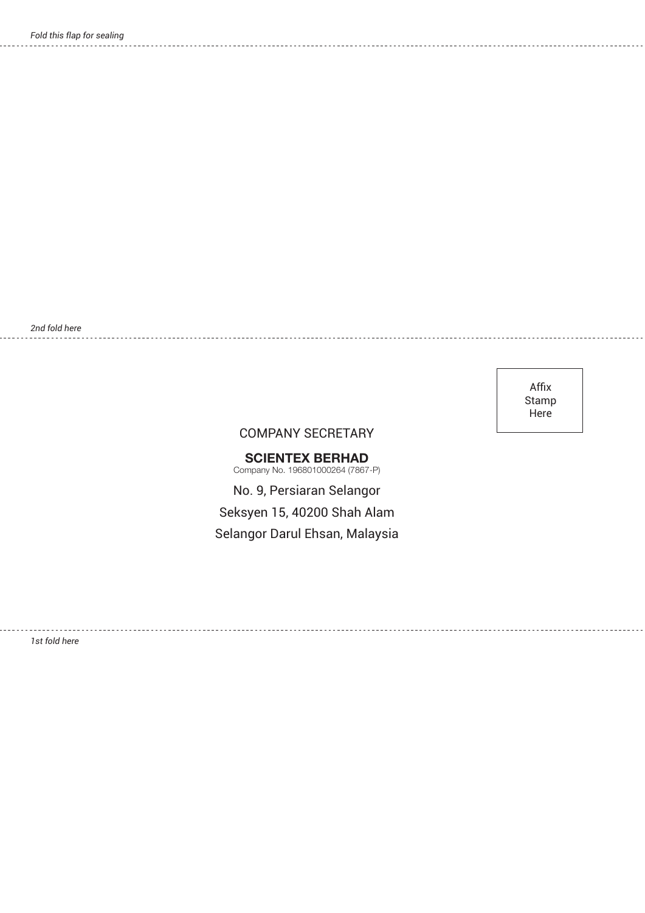*Fold this flap for sealing*

*2nd fold here*

Affix
Stamp
Here

COMPANY SECRETARY

**SCIENTEX BERHAD**
Company No. 196801000264 (7867-P)

No. 9, Persiaran Selangor
Seksyen 15, 40200 Shah Alam
Selangor Darul Ehsan, Malaysia

*1st fold here*